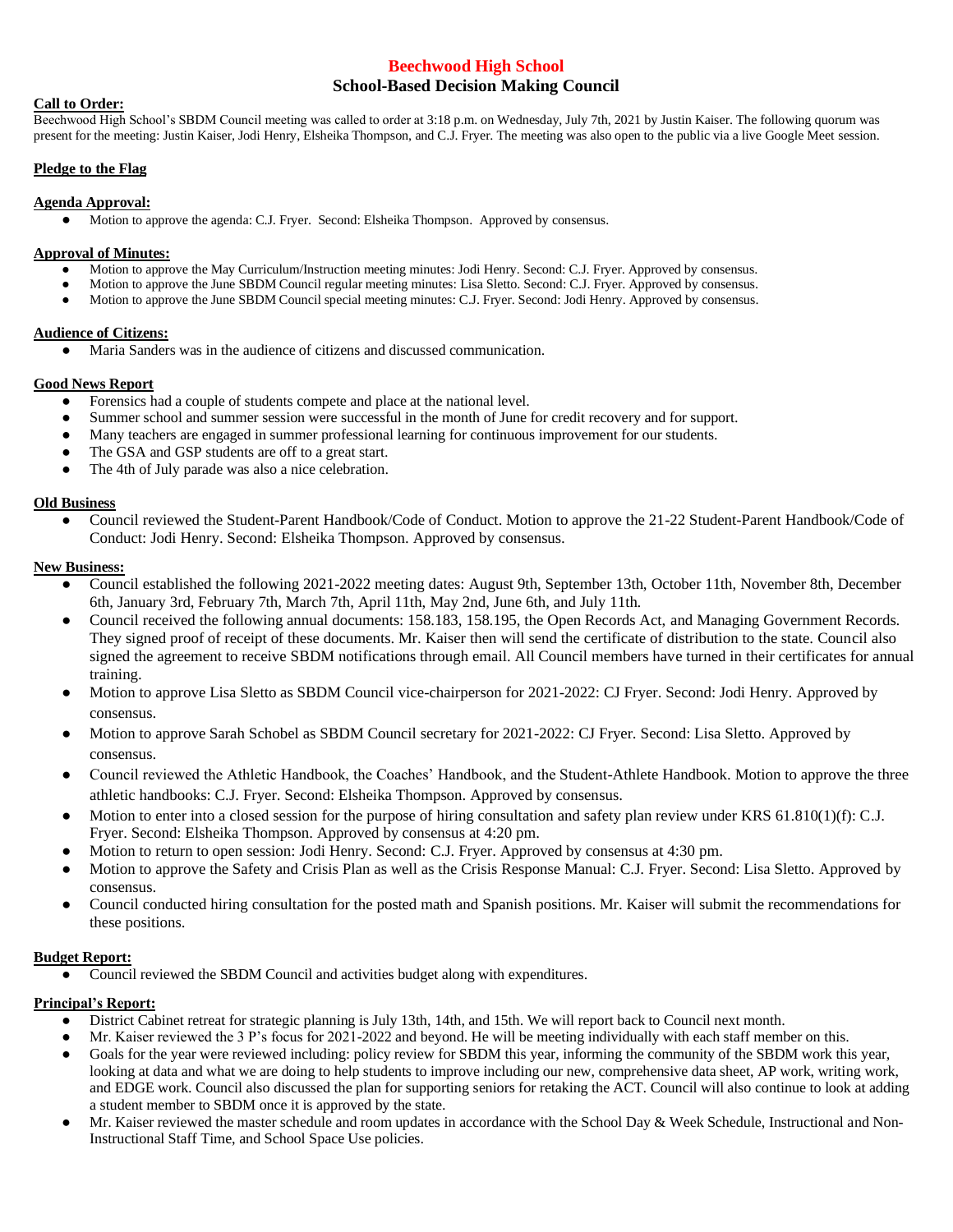# Beechwood High School

## School-Based Decision Making Council

**Call to Order:**

Beechwood High School's SBDM Council meeting was called to order at 3:18 p.m. on Wednesday, July 7th, 2021 by Justin Kaiser. The following quorum was present for the meeting: Justin Kaiser, Jodi Henry, Elsheika Thompson, and C.J. Fryer. The meeting was also open to the public via a live Google Meet session.

**Pledge to the Flag**

**Agenda Approval:**

- Motion to approve the agenda: C.J. Fryer. Second: Elsheika Thompson. Approved by consensus.

**Approval of Minutes:**

- Motion to approve the May Curriculum/Instruction meeting minutes: Jodi Henry. Second: C.J. Fryer. Approved by consensus.
- Motion to approve the June SBDM Council regular meeting minutes: Lisa Sletto. Second: C.J. Fryer. Approved by consensus.
- Motion to approve the June SBDM Council special meeting minutes: C.J. Fryer. Second: Jodi Henry. Approved by consensus.

**Audience of Citizens:**

- Maria Sanders was in the audience of citizens and discussed communication.

**Good News Report**

- Forensics had a couple of students compete and place at the national level.
- Summer school and summer session were successful in the month of June for credit recovery and for support.
- Many teachers are engaged in summer professional learning for continuous improvement for our students.
- The GSA and GSP students are off to a great start.
- The 4th of July parade was also a nice celebration.

**Old Business**

- Council reviewed the Student-Parent Handbook/Code of Conduct. Motion to approve the 21-22 Student-Parent Handbook/Code of Conduct: Jodi Henry. Second: Elsheika Thompson. Approved by consensus.

**New Business:**

- Council established the following 2021-2022 meeting dates: August 9th, September 13th, October 11th, November 8th, December 6th, January 3rd, February 7th, March 7th, April 11th, May 2nd, June 6th, and July 11th.
- Council received the following annual documents: 158.183, 158.195, the Open Records Act, and Managing Government Records. They signed proof of receipt of these documents. Mr. Kaiser then will send the certificate of distribution to the state. Council also signed the agreement to receive SBDM notifications through email. All Council members have turned in their certificates for annual training.
- Motion to approve Lisa Sletto as SBDM Council vice-chairperson for 2021-2022: CJ Fryer. Second: Jodi Henry. Approved by consensus.
- Motion to approve Sarah Schobel as SBDM Council secretary for 2021-2022: CJ Fryer. Second: Lisa Sletto. Approved by consensus.
- Council reviewed the Athletic Handbook, the Coaches' Handbook, and the Student-Athlete Handbook. Motion to approve the three athletic handbooks: C.J. Fryer. Second: Elsheika Thompson. Approved by consensus.
- Motion to enter into a closed session for the purpose of hiring consultation and safety plan review under KRS 61.810(1)(f): C.J. Fryer. Second: Elsheika Thompson. Approved by consensus at 4:20 pm.
- Motion to return to open session: Jodi Henry. Second: C.J. Fryer. Approved by consensus at 4:30 pm.
- Motion to approve the Safety and Crisis Plan as well as the Crisis Response Manual: C.J. Fryer. Second: Lisa Sletto. Approved by consensus.
- Council conducted hiring consultation for the posted math and Spanish positions. Mr. Kaiser will submit the recommendations for these positions.

**Budget Report:**

- Council reviewed the SBDM Council and activities budget along with expenditures.

**Principal's Report:**

- District Cabinet retreat for strategic planning is July 13th, 14th, and 15th. We will report back to Council next month.
- Mr. Kaiser reviewed the 3 P's focus for 2021-2022 and beyond. He will be meeting individually with each staff member on this.
- Goals for the year were reviewed including: policy review for SBDM this year, informing the community of the SBDM work this year, looking at data and what we are doing to help students to improve including our new, comprehensive data sheet, AP work, writing work, and EDGE work. Council also discussed the plan for supporting seniors for retaking the ACT. Council will also continue to look at adding a student member to SBDM once it is approved by the state.
- Mr. Kaiser reviewed the master schedule and room updates in accordance with the School Day & Week Schedule, Instructional and Non-Instructional Staff Time, and School Space Use policies.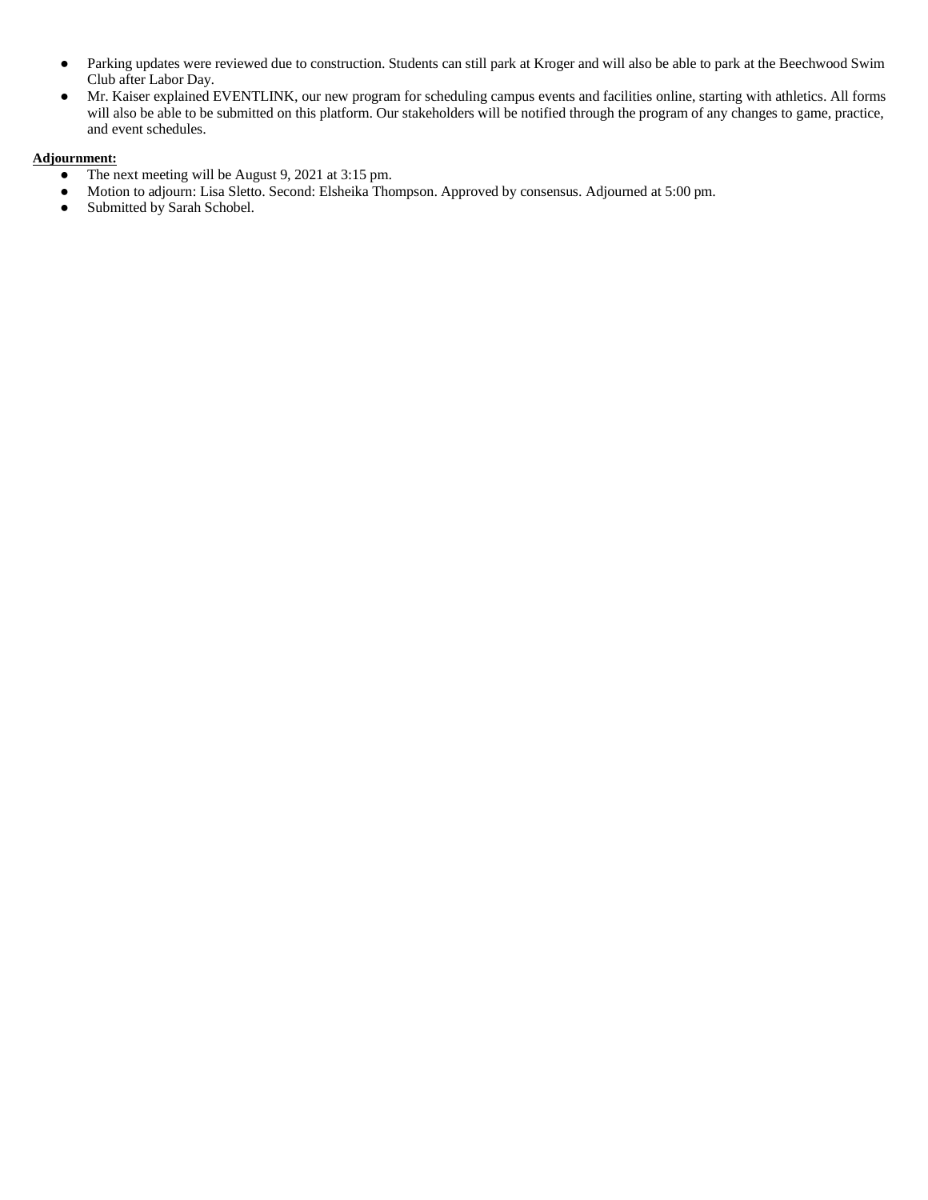- Parking updates were reviewed due to construction. Students can still park at Kroger and will also be able to park at the Beechwood Swim Club after Labor Day.
- Mr. Kaiser explained EVENTLINK, our new program for scheduling campus events and facilities online, starting with athletics. All forms will also be able to be submitted on this platform. Our stakeholders will be notified through the program of any changes to game, practice, and event schedules.

**Adjournment:**

- The next meeting will be August 9, 2021 at 3:15 pm.
- Motion to adjourn: Lisa Sletto. Second: Elsheika Thompson. Approved by consensus. Adjourned at 5:00 pm.
- Submitted by Sarah Schobel.